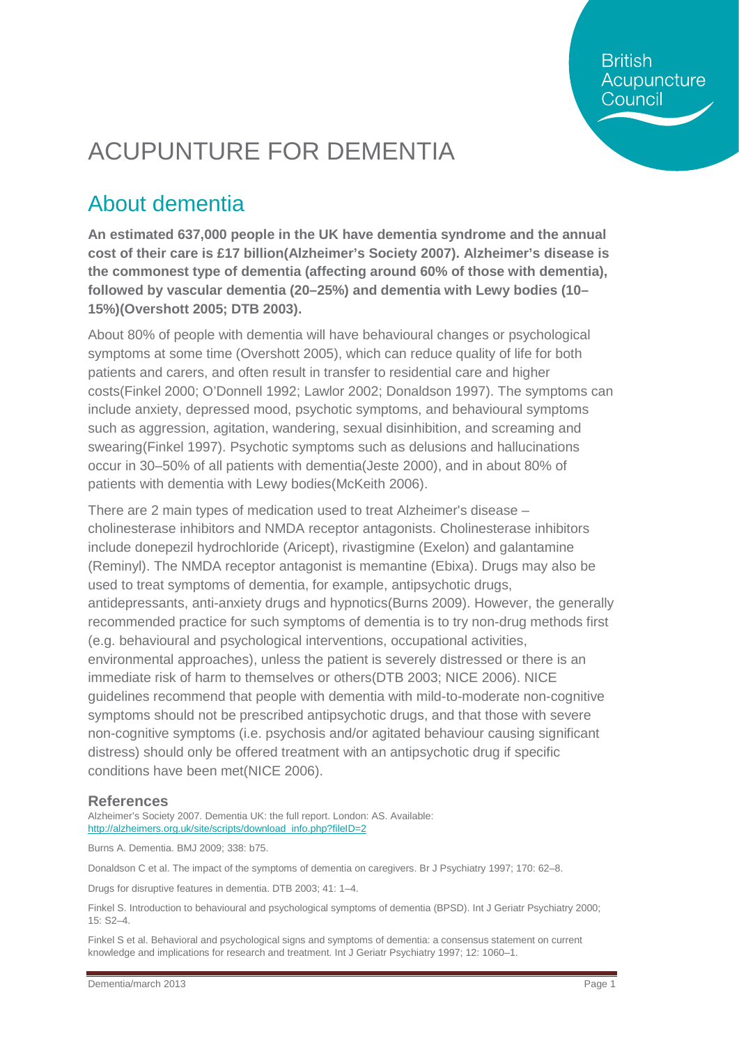British Acupuncture Council

# ACUPUNTURE FOR DEMENTIA

## About dementia

**An estimated 637,000 people in the UK have dementia syndrome and the annual cost of their care is £17 billion(Alzheimer's Society 2007). Alzheimer's disease is the commonest type of dementia (affecting around 60% of those with dementia), followed by vascular dementia (20–25%) and dementia with Lewy bodies (10–15%)(Overshott 2005; DTB 2003).**

About 80% of people with dementia will have behavioural changes or psychological symptoms at some time (Overshott 2005), which can reduce quality of life for both patients and carers, and often result in transfer to residential care and higher costs(Finkel 2000; O'Donnell 1992; Lawlor 2002; Donaldson 1997). The symptoms can include anxiety, depressed mood, psychotic symptoms, and behavioural symptoms such as aggression, agitation, wandering, sexual disinhibition, and screaming and swearing(Finkel 1997). Psychotic symptoms such as delusions and hallucinations occur in 30–50% of all patients with dementia(Jeste 2000), and in about 80% of patients with dementia with Lewy bodies(McKeith 2006).

There are 2 main types of medication used to treat Alzheimer's disease – cholinesterase inhibitors and NMDA receptor antagonists. Cholinesterase inhibitors include donepezil hydrochloride (Aricept), rivastigmine (Exelon) and galantamine (Reminyl). The NMDA receptor antagonist is memantine (Ebixa). Drugs may also be used to treat symptoms of dementia, for example, antipsychotic drugs, antidepressants, anti-anxiety drugs and hypnotics(Burns 2009). However, the generally recommended practice for such symptoms of dementia is to try non-drug methods first (e.g. behavioural and psychological interventions, occupational activities, environmental approaches), unless the patient is severely distressed or there is an immediate risk of harm to themselves or others(DTB 2003; NICE 2006). NICE guidelines recommend that people with dementia with mild-to-moderate non-cognitive symptoms should not be prescribed antipsychotic drugs, and that those with severe non-cognitive symptoms (i.e. psychosis and/or agitated behaviour causing significant distress) should only be offered treatment with an antipsychotic drug if specific conditions have been met(NICE 2006).

### References

Alzheimer's Society 2007. Dementia UK: the full report. London: AS. Available: http://alzheimers.org.uk/site/scripts/download_info.php?fileID=2

Burns A. Dementia. BMJ 2009; 338: b75.

Donaldson C et al. The impact of the symptoms of dementia on caregivers. Br J Psychiatry 1997; 170: 62–8.

Drugs for disruptive features in dementia. DTB 2003; 41: 1–4.

Finkel S. Introduction to behavioural and psychological symptoms of dementia (BPSD). Int J Geriatr Psychiatry 2000; 15: S2–4.

Finkel S et al. Behavioral and psychological signs and symptoms of dementia: a consensus statement on current knowledge and implications for research and treatment. Int J Geriatr Psychiatry 1997; 12: 1060–1.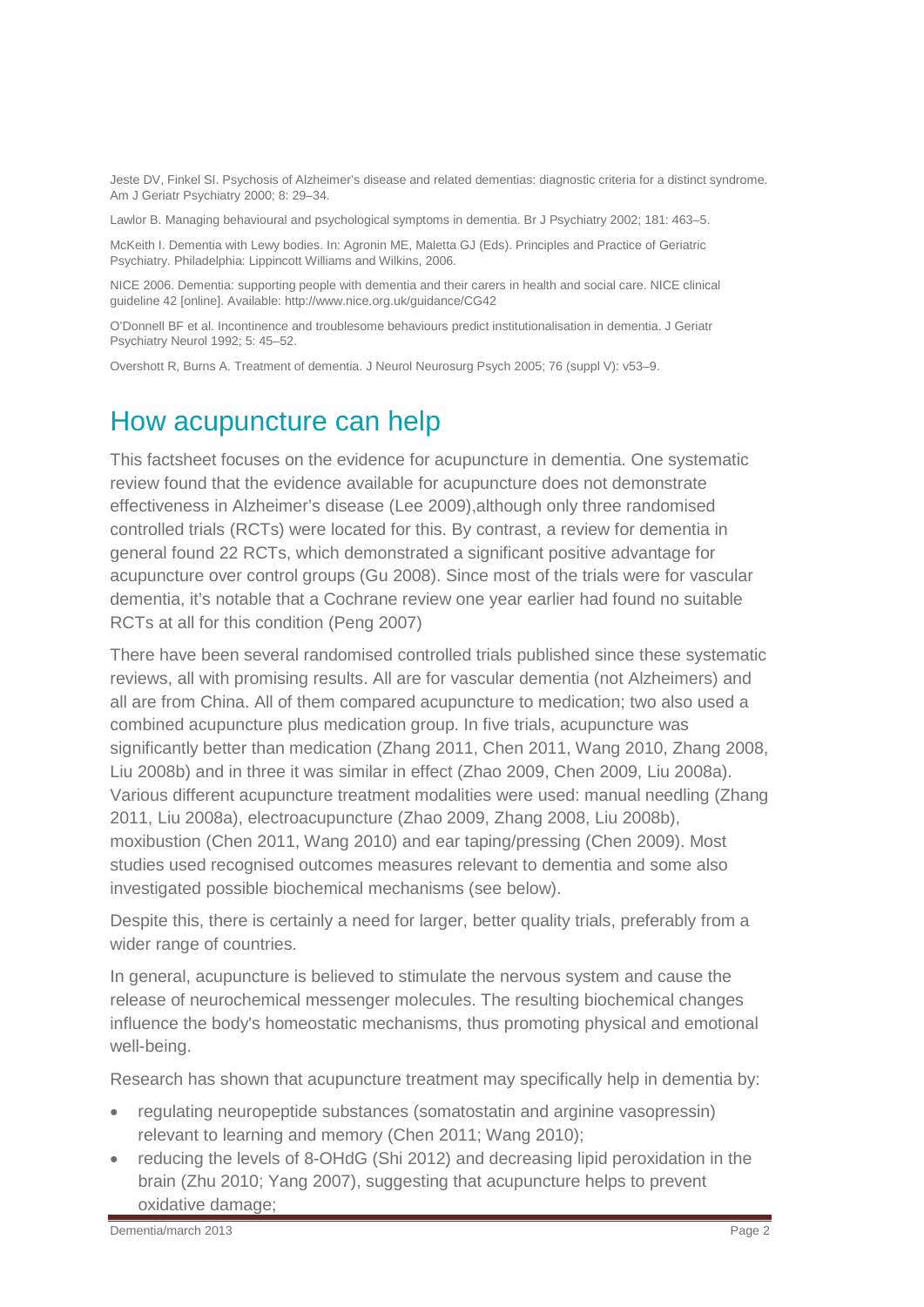Jeste DV, Finkel SI. Psychosis of Alzheimer's disease and related dementias: diagnostic criteria for a distinct syndrome. Am J Geriatr Psychiatry 2000; 8: 29–34.

Lawlor B. Managing behavioural and psychological symptoms in dementia. Br J Psychiatry 2002; 181: 463–5.

McKeith I. Dementia with Lewy bodies. In: Agronin ME, Maletta GJ (Eds). Principles and Practice of Geriatric Psychiatry. Philadelphia: Lippincott Williams and Wilkins, 2006.

NICE 2006. Dementia: supporting people with dementia and their carers in health and social care. NICE clinical guideline 42 [online]. Available: http://www.nice.org.uk/guidance/CG42

O'Donnell BF et al. Incontinence and troublesome behaviours predict institutionalisation in dementia. J Geriatr Psychiatry Neurol 1992; 5: 45–52.

Overshott R, Burns A. Treatment of dementia. J Neurol Neurosurg Psych 2005; 76 (suppl V): v53–9.

## How acupuncture can help

This factsheet focuses on the evidence for acupuncture in dementia. One systematic review found that the evidence available for acupuncture does not demonstrate effectiveness in Alzheimer's disease (Lee 2009),although only three randomised controlled trials (RCTs) were located for this. By contrast, a review for dementia in general found 22 RCTs, which demonstrated a significant positive advantage for acupuncture over control groups (Gu 2008). Since most of the trials were for vascular dementia, it's notable that a Cochrane review one year earlier had found no suitable RCTs at all for this condition (Peng 2007)

There have been several randomised controlled trials published since these systematic reviews, all with promising results. All are for vascular dementia (not Alzheimers) and all are from China. All of them compared acupuncture to medication; two also used a combined acupuncture plus medication group. In five trials, acupuncture was significantly better than medication (Zhang 2011, Chen 2011, Wang 2010, Zhang 2008, Liu 2008b) and in three it was similar in effect (Zhao 2009, Chen 2009, Liu 2008a). Various different acupuncture treatment modalities were used: manual needling (Zhang 2011, Liu 2008a), electroacupuncture (Zhao 2009, Zhang 2008, Liu 2008b), moxibustion (Chen 2011, Wang 2010) and ear taping/pressing (Chen 2009). Most studies used recognised outcomes measures relevant to dementia and some also investigated possible biochemical mechanisms (see below).

Despite this, there is certainly a need for larger, better quality trials, preferably from a wider range of countries.

In general, acupuncture is believed to stimulate the nervous system and cause the release of neurochemical messenger molecules. The resulting biochemical changes influence the body's homeostatic mechanisms, thus promoting physical and emotional well-being.

Research has shown that acupuncture treatment may specifically help in dementia by:

- regulating neuropeptide substances (somatostatin and arginine vasopressin) relevant to learning and memory (Chen 2011; Wang 2010);
- reducing the levels of 8-OHdG (Shi 2012) and decreasing lipid peroxidation in the brain (Zhu 2010; Yang 2007), suggesting that acupuncture helps to prevent oxidative damage;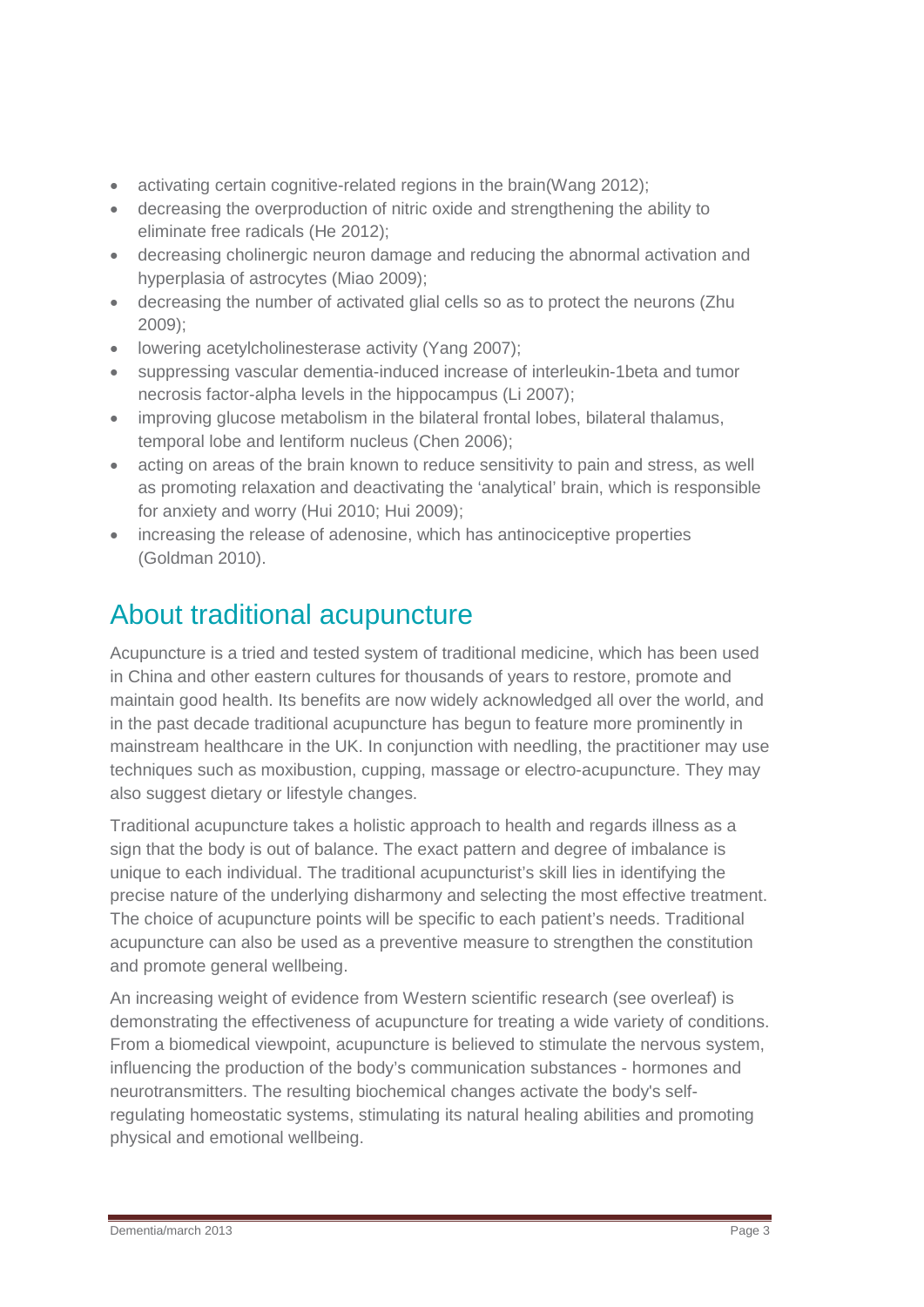- activating certain cognitive-related regions in the brain(Wang 2012);
- decreasing the overproduction of nitric oxide and strengthening the ability to eliminate free radicals (He 2012);
- decreasing cholinergic neuron damage and reducing the abnormal activation and hyperplasia of astrocytes (Miao 2009);
- decreasing the number of activated glial cells so as to protect the neurons (Zhu 2009);
- lowering acetylcholinesterase activity (Yang 2007);
- suppressing vascular dementia-induced increase of interleukin-1beta and tumor necrosis factor-alpha levels in the hippocampus (Li 2007);
- improving glucose metabolism in the bilateral frontal lobes, bilateral thalamus, temporal lobe and lentiform nucleus (Chen 2006);
- acting on areas of the brain known to reduce sensitivity to pain and stress, as well as promoting relaxation and deactivating the 'analytical' brain, which is responsible for anxiety and worry (Hui 2010; Hui 2009);
- increasing the release of adenosine, which has antinociceptive properties (Goldman 2010).

## About traditional acupuncture

Acupuncture is a tried and tested system of traditional medicine, which has been used in China and other eastern cultures for thousands of years to restore, promote and maintain good health. Its benefits are now widely acknowledged all over the world, and in the past decade traditional acupuncture has begun to feature more prominently in mainstream healthcare in the UK. In conjunction with needling, the practitioner may use techniques such as moxibustion, cupping, massage or electro-acupuncture. They may also suggest dietary or lifestyle changes.

Traditional acupuncture takes a holistic approach to health and regards illness as a sign that the body is out of balance. The exact pattern and degree of imbalance is unique to each individual. The traditional acupuncturist's skill lies in identifying the precise nature of the underlying disharmony and selecting the most effective treatment. The choice of acupuncture points will be specific to each patient's needs. Traditional acupuncture can also be used as a preventive measure to strengthen the constitution and promote general wellbeing.

An increasing weight of evidence from Western scientific research (see overleaf) is demonstrating the effectiveness of acupuncture for treating a wide variety of conditions. From a biomedical viewpoint, acupuncture is believed to stimulate the nervous system, influencing the production of the body's communication substances - hormones and neurotransmitters. The resulting biochemical changes activate the body's self-regulating homeostatic systems, stimulating its natural healing abilities and promoting physical and emotional wellbeing.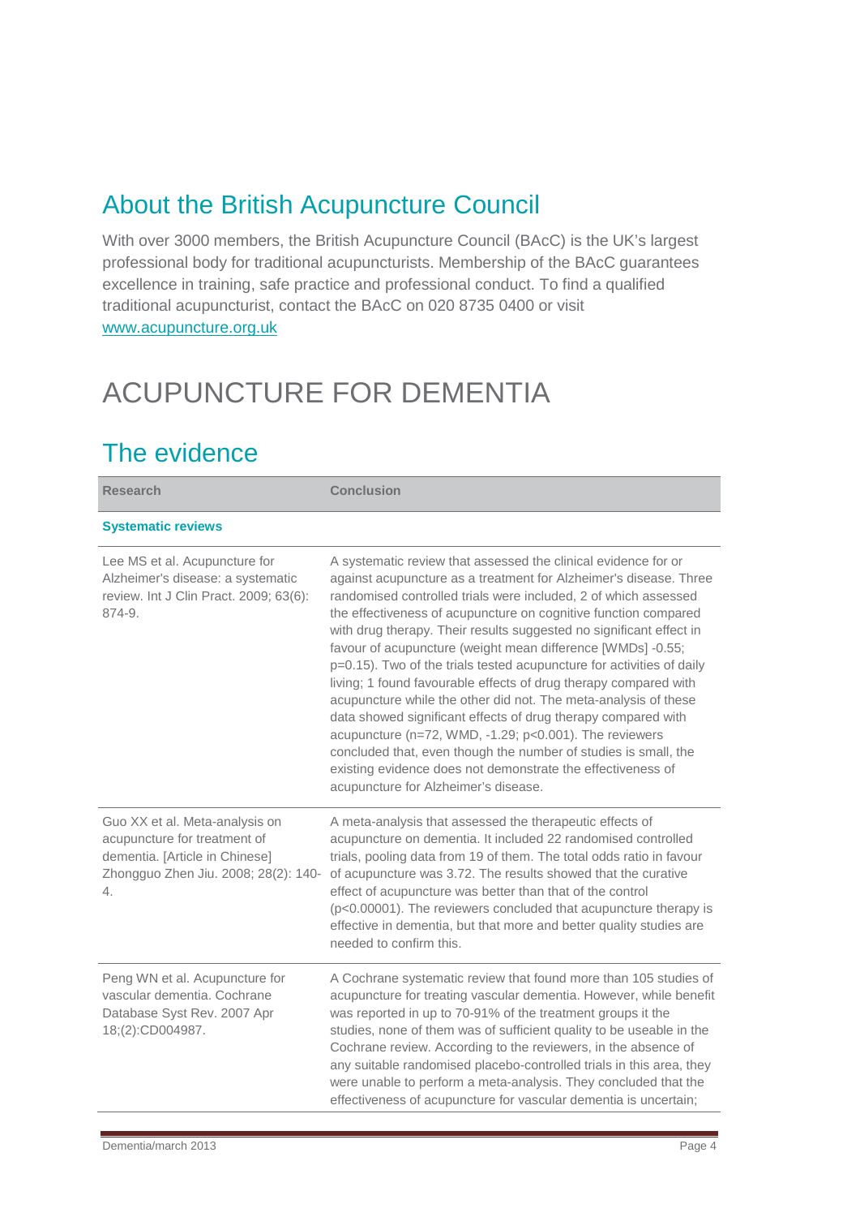## About the British Acupuncture Council

With over 3000 members, the British Acupuncture Council (BAcC) is the UK's largest professional body for traditional acupuncturists. Membership of the BAcC guarantees excellence in training, safe practice and professional conduct. To find a qualified traditional acupuncturist, contact the BAcC on 020 8735 0400 or visit www.acupuncture.org.uk

# ACUPUNCTURE FOR DEMENTIA

## The evidence

| Research | Conclusion |
|---|---|
| **Systematic reviews** | |
| Lee MS et al. Acupuncture for Alzheimer's disease: a systematic review. Int J Clin Pract. 2009; 63(6): 874-9. | A systematic review that assessed the clinical evidence for or against acupuncture as a treatment for Alzheimer's disease. Three randomised controlled trials were included, 2 of which assessed the effectiveness of acupuncture on cognitive function compared with drug therapy. Their results suggested no significant effect in favour of acupuncture (weight mean difference [WMDs] -0.55; p=0.15). Two of the trials tested acupuncture for activities of daily living; 1 found favourable effects of drug therapy compared with acupuncture while the other did not. The meta-analysis of these data showed significant effects of drug therapy compared with acupuncture (n=72, WMD, -1.29; p<0.001). The reviewers concluded that, even though the number of studies is small, the existing evidence does not demonstrate the effectiveness of acupuncture for Alzheimer's disease. |
| Guo XX et al. Meta-analysis on acupuncture for treatment of dementia. [Article in Chinese] Zhongguo Zhen Jiu. 2008; 28(2): 140-4. | A meta-analysis that assessed the therapeutic effects of acupuncture on dementia. It included 22 randomised controlled trials, pooling data from 19 of them. The total odds ratio in favour of acupuncture was 3.72. The results showed that the curative effect of acupuncture was better than that of the control (p<0.00001). The reviewers concluded that acupuncture therapy is effective in dementia, but that more and better quality studies are needed to confirm this. |
| Peng WN et al. Acupuncture for vascular dementia. Cochrane Database Syst Rev. 2007 Apr 18;(2):CD004987. | A Cochrane systematic review that found more than 105 studies of acupuncture for treating vascular dementia. However, while benefit was reported in up to 70-91% of the treatment groups it the studies, none of them was of sufficient quality to be useable in the Cochrane review. According to the reviewers, in the absence of any suitable randomised placebo-controlled trials in this area, they were unable to perform a meta-analysis. They concluded that the effectiveness of acupuncture for vascular dementia is uncertain; |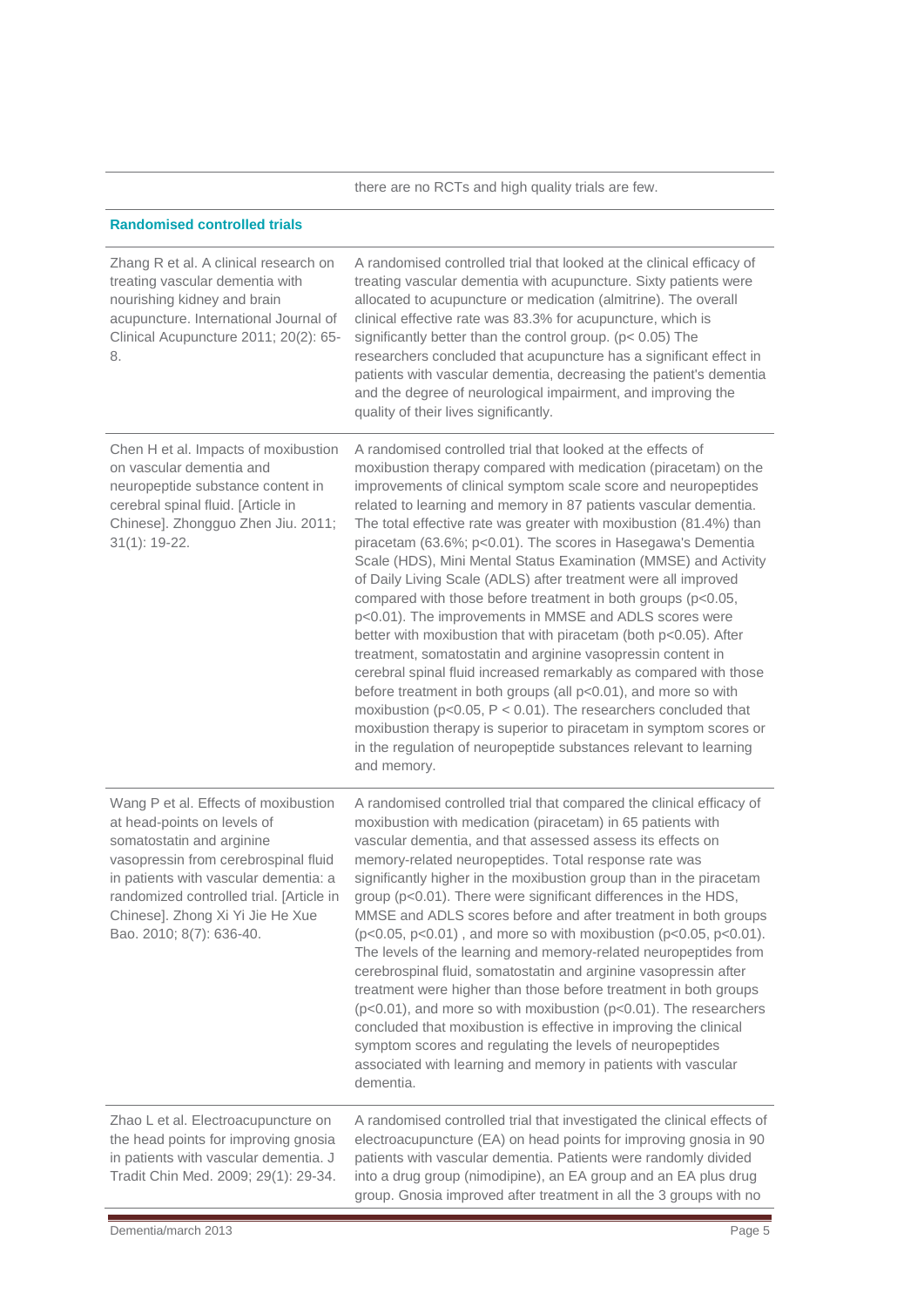| | |
|---|---|
| | there are no RCTs and high quality trials are few. |

**Randomised controlled trials**

| | |
|---|---|
| Zhang R et al. A clinical research on treating vascular dementia with nourishing kidney and brain acupuncture. International Journal of Clinical Acupuncture 2011; 20(2): 65-8. | A randomised controlled trial that looked at the clinical efficacy of treating vascular dementia with acupuncture. Sixty patients were allocated to acupuncture or medication (almitrine). The overall clinical effective rate was 83.3% for acupuncture, which is significantly better than the control group. ($p < 0.05$) The researchers concluded that acupuncture has a significant effect in patients with vascular dementia, decreasing the patient's dementia and the degree of neurological impairment, and improving the quality of their lives significantly. |
| Chen H et al. Impacts of moxibustion on vascular dementia and neuropeptide substance content in cerebral spinal fluid. [Article in Chinese]. Zhongguo Zhen Jiu. 2011; 31(1): 19-22. | A randomised controlled trial that looked at the effects of moxibustion therapy compared with medication (piracetam) on the improvements of clinical symptom scale score and neuropeptides related to learning and memory in 87 patients vascular dementia. The total effective rate was greater with moxibustion (81.4%) than piracetam (63.6%; $p<0.01$). The scores in Hasegawa's Dementia Scale (HDS), Mini Mental Status Examination (MMSE) and Activity of Daily Living Scale (ADLS) after treatment were all improved compared with those before treatment in both groups ($p<0.05$, $p<0.01$). The improvements in MMSE and ADLS scores were better with moxibustion that with piracetam (both $p<0.05$). After treatment, somatostatin and arginine vasopressin content in cerebral spinal fluid increased remarkably as compared with those before treatment in both groups (all $p<0.01$), and more so with moxibustion ($p<0.05$, $P < 0.01$). The researchers concluded that moxibustion therapy is superior to piracetam in symptom scores or in the regulation of neuropeptide substances relevant to learning and memory. |
| Wang P et al. Effects of moxibustion at head-points on levels of somatostatin and arginine vasopressin from cerebrospinal fluid in patients with vascular dementia: a randomized controlled trial. [Article in Chinese]. Zhong Xi Yi Jie He Xue Bao. 2010; 8(7): 636-40. | A randomised controlled trial that compared the clinical efficacy of moxibustion with medication (piracetam) in 65 patients with vascular dementia, and that assessed assess its effects on memory-related neuropeptides. Total response rate was significantly higher in the moxibustion group than in the piracetam group ($p<0.01$). There were significant differences in the HDS, MMSE and ADLS scores before and after treatment in both groups ($p<0.05$, $p<0.01$) , and more so with moxibustion ($p<0.05$, $p<0.01$). The levels of the learning and memory-related neuropeptides from cerebrospinal fluid, somatostatin and arginine vasopressin after treatment were higher than those before treatment in both groups ($p<0.01$), and more so with moxibustion ($p<0.01$). The researchers concluded that moxibustion is effective in improving the clinical symptom scores and regulating the levels of neuropeptides associated with learning and memory in patients with vascular dementia. |
| Zhao L et al. Electroacupuncture on the head points for improving gnosia in patients with vascular dementia. J Tradit Chin Med. 2009; 29(1): 29-34. | A randomised controlled trial that investigated the clinical effects of electroacupuncture (EA) on head points for improving gnosia in 90 patients with vascular dementia. Patients were randomly divided into a drug group (nimodipine), an EA group and an EA plus drug group. Gnosia improved after treatment in all the 3 groups with no |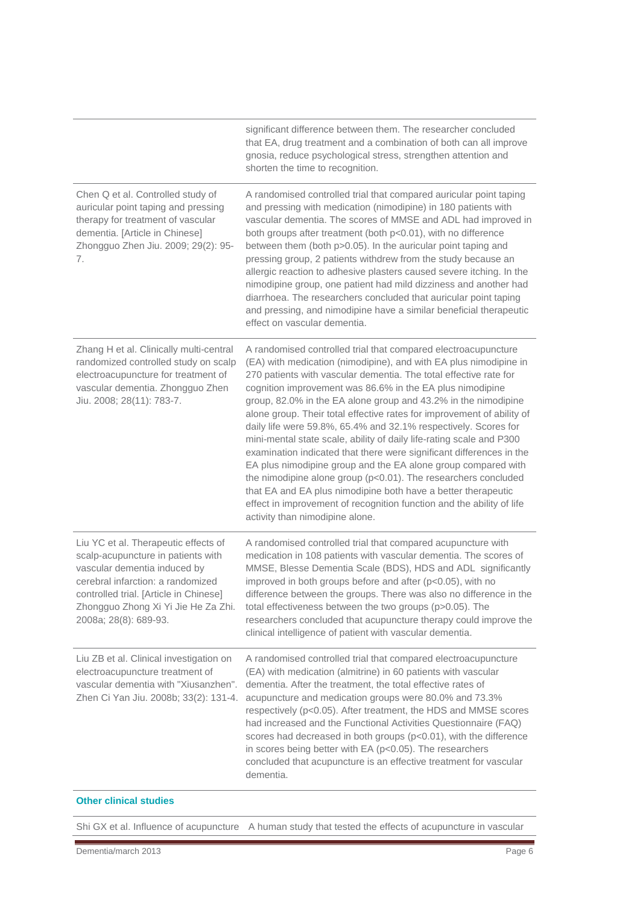| | |
|---|---|
| | significant difference between them. The researcher concluded that EA, drug treatment and a combination of both can all improve gnosia, reduce psychological stress, strengthen attention and shorten the time to recognition. |
| Chen Q et al. Controlled study of auricular point taping and pressing therapy for treatment of vascular dementia. [Article in Chinese] Zhongguo Zhen Jiu. 2009; 29(2): 95-7. | A randomised controlled trial that compared auricular point taping and pressing with medication (nimodipine) in 180 patients with vascular dementia. The scores of MMSE and ADL had improved in both groups after treatment (both p<0.01), with no difference between them (both p>0.05). In the auricular point taping and pressing group, 2 patients withdrew from the study because an allergic reaction to adhesive plasters caused severe itching. In the nimodipine group, one patient had mild dizziness and another had diarrhoea. The researchers concluded that auricular point taping and pressing, and nimodipine have a similar beneficial therapeutic effect on vascular dementia. |
| Zhang H et al. Clinically multi-central randomized controlled study on scalp electroacupuncture for treatment of vascular dementia. Zhongguo Zhen Jiu. 2008; 28(11): 783-7. | A randomised controlled trial that compared electroacupuncture (EA) with medication (nimodipine), and with EA plus nimodipine in 270 patients with vascular dementia. The total effective rate for cognition improvement was 86.6% in the EA plus nimodipine group, 82.0% in the EA alone group and 43.2% in the nimodipine alone group. Their total effective rates for improvement of ability of daily life were 59.8%, 65.4% and 32.1% respectively. Scores for mini-mental state scale, ability of daily life-rating scale and P300 examination indicated that there were significant differences in the EA plus nimodipine group and the EA alone group compared with the nimodipine alone group (p<0.01). The researchers concluded that EA and EA plus nimodipine both have a better therapeutic effect in improvement of recognition function and the ability of life activity than nimodipine alone. |
| Liu YC et al. Therapeutic effects of scalp-acupuncture in patients with vascular dementia induced by cerebral infarction: a randomized controlled trial. [Article in Chinese] Zhongguo Zhong Xi Yi Jie He Za Zhi. 2008a; 28(8): 689-93. | A randomised controlled trial that compared acupuncture with medication in 108 patients with vascular dementia. The scores of MMSE, Blesse Dementia Scale (BDS), HDS and ADL significantly improved in both groups before and after (p<0.05), with no difference between the groups. There was also no difference in the total effectiveness between the two groups (p>0.05). The researchers concluded that acupuncture therapy could improve the clinical intelligence of patient with vascular dementia. |
| Liu ZB et al. Clinical investigation on electroacupuncture treatment of vascular dementia with "Xiusanzhen". Zhen Ci Yan Jiu. 2008b; 33(2): 131-4. | A randomised controlled trial that compared electroacupuncture (EA) with medication (almitrine) in 60 patients with vascular dementia. After the treatment, the total effective rates of acupuncture and medication groups were 80.0% and 73.3% respectively (p<0.05). After treatment, the HDS and MMSE scores had increased and the Functional Activities Questionnaire (FAQ) scores had decreased in both groups (p<0.01), with the difference in scores being better with EA (p<0.05). The researchers concluded that acupuncture is an effective treatment for vascular dementia. |
| **Other clinical studies** | |
| Shi GX et al. Influence of acupuncture | A human study that tested the effects of acupuncture in vascular |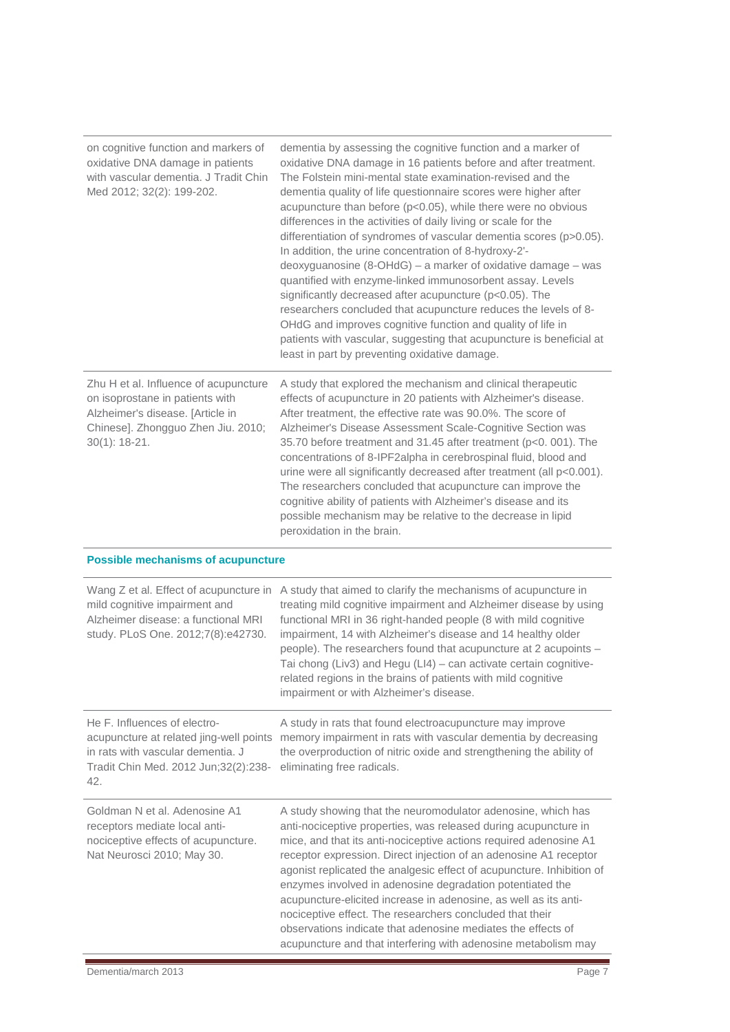| | |
|---|---|
| on cognitive function and markers of oxidative DNA damage in patients with vascular dementia. J Tradit Chin Med 2012; 32(2): 199-202. | dementia by assessing the cognitive function and a marker of oxidative DNA damage in 16 patients before and after treatment. The Folstein mini-mental state examination-revised and the dementia quality of life questionnaire scores were higher after acupuncture than before ($p<0.05$), while there were no obvious differences in the activities of daily living or scale for the differentiation of syndromes of vascular dementia scores ($p>0.05$). In addition, the urine concentration of 8-hydroxy-2'-deoxyguanosine (8-OHdG) – a marker of oxidative damage – was quantified with enzyme-linked immunosorbent assay. Levels significantly decreased after acupuncture ($p<0.05$). The researchers concluded that acupuncture reduces the levels of 8-OHdG and improves cognitive function and quality of life in patients with vascular, suggesting that acupuncture is beneficial at least in part by preventing oxidative damage. |
| Zhu H et al. Influence of acupuncture on isoprostane in patients with Alzheimer's disease. [Article in Chinese]. Zhongguo Zhen Jiu. 2010; 30(1): 18-21. | A study that explored the mechanism and clinical therapeutic effects of acupuncture in 20 patients with Alzheimer's disease. After treatment, the effective rate was 90.0%. The score of Alzheimer's Disease Assessment Scale-Cognitive Section was 35.70 before treatment and 31.45 after treatment ($p<0.001$). The concentrations of 8-IPF2alpha in cerebrospinal fluid, blood and urine were all significantly decreased after treatment (all $p<0.001$). The researchers concluded that acupuncture can improve the cognitive ability of patients with Alzheimer's disease and its possible mechanism may be relative to the decrease in lipid peroxidation in the brain. |
| **Possible mechanisms of acupuncture** | |
| Wang Z et al. Effect of acupuncture in mild cognitive impairment and Alzheimer disease: a functional MRI study. PLoS One. 2012;7(8):e42730. | A study that aimed to clarify the mechanisms of acupuncture in treating mild cognitive impairment and Alzheimer disease by using functional MRI in 36 right-handed people (8 with mild cognitive impairment, 14 with Alzheimer's disease and 14 healthy older people). The researchers found that acupuncture at 2 acupoints – Tai chong (Liv3) and Hegu (LI4) – can activate certain cognitive-related regions in the brains of patients with mild cognitive impairment or with Alzheimer's disease. |
| He F. Influences of electro-acupuncture at related jing-well points in rats with vascular dementia. J Tradit Chin Med. 2012 Jun;32(2):238-42. | A study in rats that found electroacupuncture may improve memory impairment in rats with vascular dementia by decreasing the overproduction of nitric oxide and strengthening the ability of eliminating free radicals. |
| Goldman N et al. Adenosine A1 receptors mediate local anti-nociceptive effects of acupuncture. Nat Neurosci 2010; May 30. | A study showing that the neuromodulator adenosine, which has anti-nociceptive properties, was released during acupuncture in mice, and that its anti-nociceptive actions required adenosine A1 receptor expression. Direct injection of an adenosine A1 receptor agonist replicated the analgesic effect of acupuncture. Inhibition of enzymes involved in adenosine degradation potentiated the acupuncture-elicited increase in adenosine, as well as its anti-nociceptive effect. The researchers concluded that their observations indicate that adenosine mediates the effects of acupuncture and that interfering with adenosine metabolism may |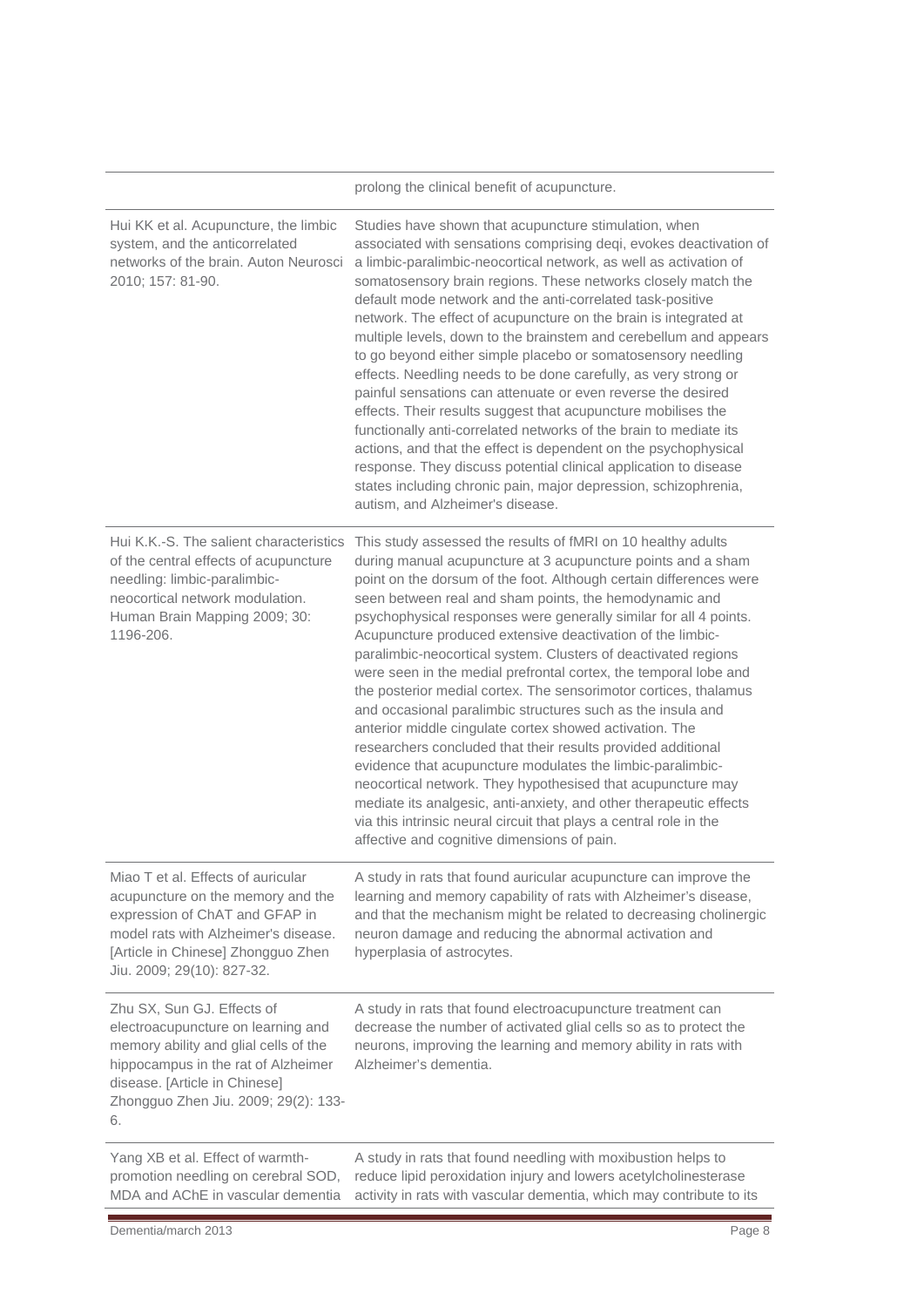| | |
|---|---|
| | prolong the clinical benefit of acupuncture. |
| Hui KK et al. Acupuncture, the limbic system, and the anticorrelated networks of the brain. Auton Neurosci 2010; 157: 81-90. | Studies have shown that acupuncture stimulation, when associated with sensations comprising deqi, evokes deactivation of a limbic-paralimbic-neocortical network, as well as activation of somatosensory brain regions. These networks closely match the default mode network and the anti-correlated task-positive network. The effect of acupuncture on the brain is integrated at multiple levels, down to the brainstem and cerebellum and appears to go beyond either simple placebo or somatosensory needling effects. Needling needs to be done carefully, as very strong or painful sensations can attenuate or even reverse the desired effects. Their results suggest that acupuncture mobilises the functionally anti-correlated networks of the brain to mediate its actions, and that the effect is dependent on the psychophysical response. They discuss potential clinical application to disease states including chronic pain, major depression, schizophrenia, autism, and Alzheimer's disease. |
| Hui K.K.-S. The salient characteristics of the central effects of acupuncture needling: limbic-paralimbic-neocortical network modulation. Human Brain Mapping 2009; 30: 1196-206. | This study assessed the results of fMRI on 10 healthy adults during manual acupuncture at 3 acupuncture points and a sham point on the dorsum of the foot. Although certain differences were seen between real and sham points, the hemodynamic and psychophysical responses were generally similar for all 4 points. Acupuncture produced extensive deactivation of the limbic-paralimbic-neocortical system. Clusters of deactivated regions were seen in the medial prefrontal cortex, the temporal lobe and the posterior medial cortex. The sensorimotor cortices, thalamus and occasional paralimbic structures such as the insula and anterior middle cingulate cortex showed activation. The researchers concluded that their results provided additional evidence that acupuncture modulates the limbic-paralimbic-neocortical network. They hypothesised that acupuncture may mediate its analgesic, anti-anxiety, and other therapeutic effects via this intrinsic neural circuit that plays a central role in the affective and cognitive dimensions of pain. |
| Miao T et al. Effects of auricular acupuncture on the memory and the expression of ChAT and GFAP in model rats with Alzheimer's disease. [Article in Chinese] Zhongguo Zhen Jiu. 2009; 29(10): 827-32. | A study in rats that found auricular acupuncture can improve the learning and memory capability of rats with Alzheimer's disease, and that the mechanism might be related to decreasing cholinergic neuron damage and reducing the abnormal activation and hyperplasia of astrocytes. |
| Zhu SX, Sun GJ. Effects of electroacupuncture on learning and memory ability and glial cells of the hippocampus in the rat of Alzheimer disease. [Article in Chinese] Zhongguo Zhen Jiu. 2009; 29(2): 133-6. | A study in rats that found electroacupuncture treatment can decrease the number of activated glial cells so as to protect the neurons, improving the learning and memory ability in rats with Alzheimer's dementia. |
| Yang XB et al. Effect of warmth-promotion needling on cerebral SOD, MDA and AChE in vascular dementia | A study in rats that found needling with moxibustion helps to reduce lipid peroxidation injury and lowers acetylcholinesterase activity in rats with vascular dementia, which may contribute to its |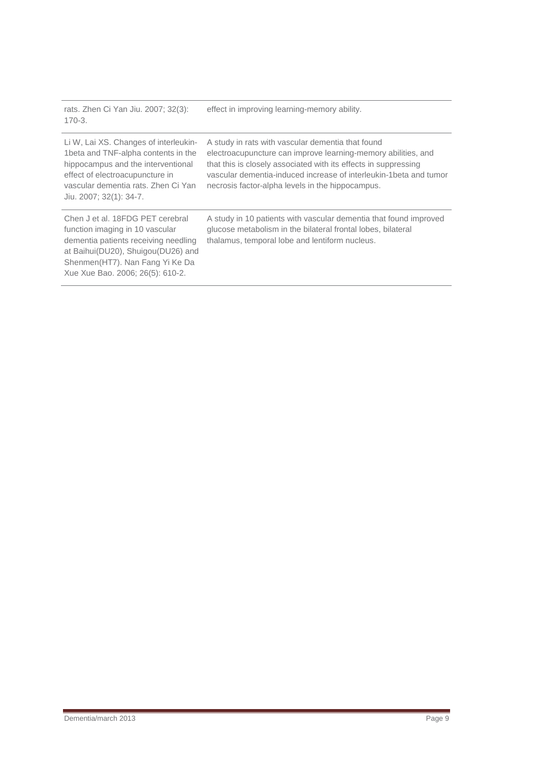| | |
|---|---|
| rats. Zhen Ci Yan Jiu. 2007; 32(3): 170-3. | effect in improving learning-memory ability. |
| Li W, Lai XS. Changes of interleukin-1beta and TNF-alpha contents in the hippocampus and the interventional effect of electroacupuncture in vascular dementia rats. Zhen Ci Yan Jiu. 2007; 32(1): 34-7. | A study in rats with vascular dementia that found electroacupuncture can improve learning-memory abilities, and that this is closely associated with its effects in suppressing vascular dementia-induced increase of interleukin-1beta and tumor necrosis factor-alpha levels in the hippocampus. |
| Chen J et al. 18FDG PET cerebral function imaging in 10 vascular dementia patients receiving needling at Baihui(DU20), Shuigou(DU26) and Shenmen(HT7). Nan Fang Yi Ke Da Xue Xue Bao. 2006; 26(5): 610-2. | A study in 10 patients with vascular dementia that found improved glucose metabolism in the bilateral frontal lobes, bilateral thalamus, temporal lobe and lentiform nucleus. |